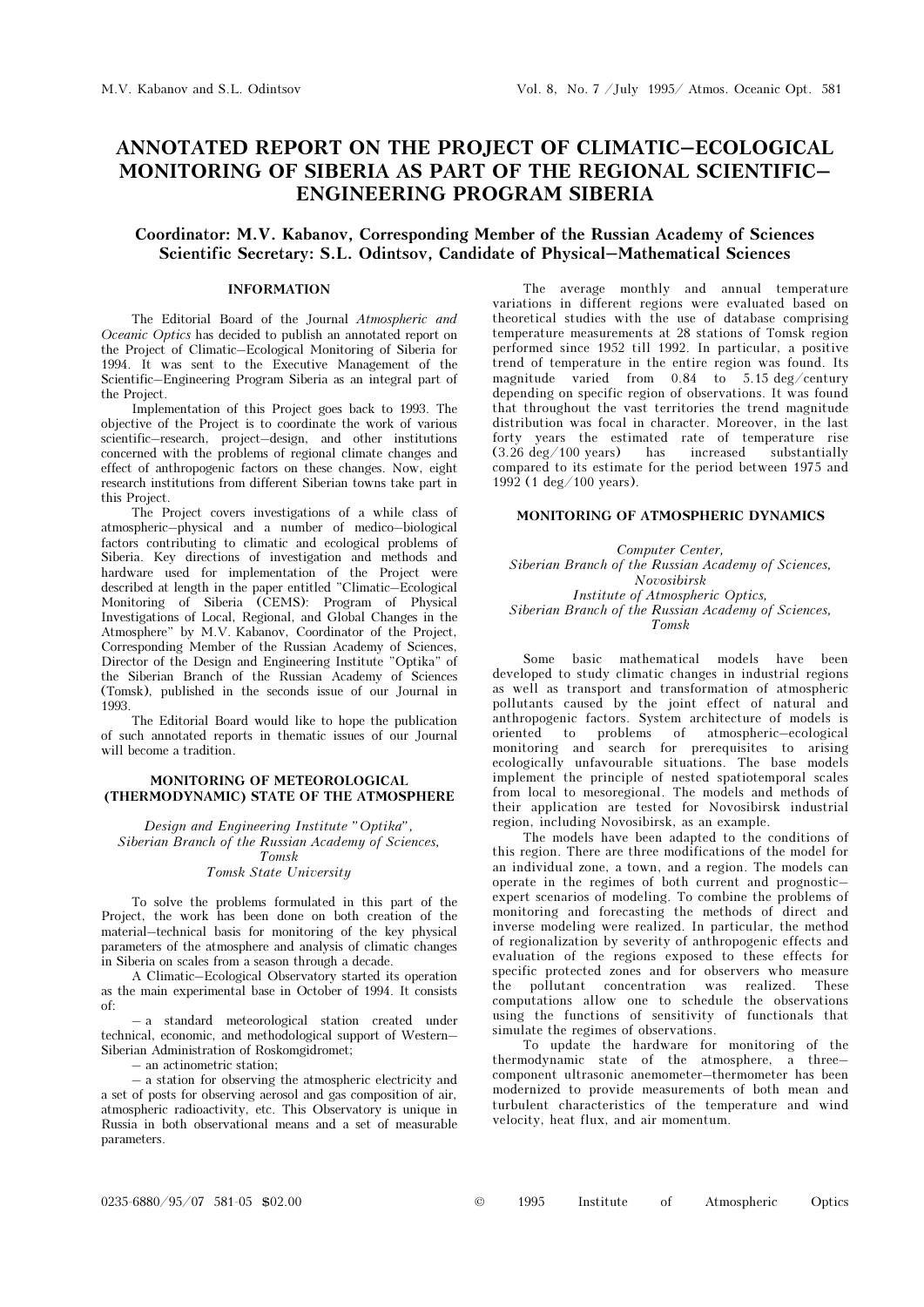# ANNOTATED REPORT ON THE PROJECT OF CLIMATIC–ECOLOGICAL MONITORING OF SIBERIA AS PART OF THE REGIONAL SCIENTIFIC–ENGINEERING PROGRAM SIBERIA

**Coordinator: M.V. Kabanov, Corresponding Member of the Russian Academy of Sciences**
**Scientific Secretary: S.L. Odintsov, Candidate of Physical–Mathematical Sciences**

## INFORMATION

The Editorial Board of the Journal *Atmospheric and Oceanic Optics* has decided to publish an annotated report on the Project of Climatic–Ecological Monitoring of Siberia for 1994. It was sent to the Executive Management of the Scientific–Engineering Program Siberia as an integral part of the Project.

Implementation of this Project goes back to 1993. The objective of the Project is to coordinate the work of various scientific–research, project–design, and other institutions concerned with the problems of regional climate changes and effect of anthropogenic factors on these changes. Now, eight research institutions from different Siberian towns take part in this Project.

The Project covers investigations of a while class of atmospheric–physical and a number of medico–biological factors contributing to climatic and ecological problems of Siberia. Key directions of investigation and methods and hardware used for implementation of the Project were described at length in the paper entitled "Climatic–Ecological Monitoring of Siberia (CEMS): Program of Physical Investigations of Local, Regional, and Global Changes in the Atmosphere" by M.V. Kabanov, Coordinator of the Project, Corresponding Member of the Russian Academy of Sciences, Director of the Design and Engineering Institute "Optika" of the Siberian Branch of the Russian Academy of Sciences (Tomsk), published in the seconds issue of our Journal in 1993.

The Editorial Board would like to hope the publication of such annotated reports in thematic issues of our Journal will become a tradition.

## MONITORING OF METEOROLOGICAL (THERMODYNAMIC) STATE OF THE ATMOSPHERE

*Design and Engineering Institute "Optika",*
*Siberian Branch of the Russian Academy of Sciences, Tomsk*
*Tomsk State University*

To solve the problems formulated in this part of the Project, the work has been done on both creation of the material–technical basis for monitoring of the key physical parameters of the atmosphere and analysis of climatic changes in Siberia on scales from a season through a decade.

A Climatic–Ecological Observatory started its operation as the main experimental base in October of 1994. It consists of:

– a standard meteorological station created under technical, economic, and methodological support of Western–Siberian Administration of Roskomgidromet;

– an actinometric station;

– a station for observing the atmospheric electricity and a set of posts for observing aerosol and gas composition of air, atmospheric radioactivity, etc. This Observatory is unique in Russia in both observational means and a set of measurable parameters.

The average monthly and annual temperature variations in different regions were evaluated based on theoretical studies with the use of database comprising temperature measurements at 28 stations of Tomsk region performed since 1952 till 1992. In particular, a positive trend of temperature in the entire region was found. Its magnitude varied from 0.84 to 5.15 deg/century depending on specific region of observations. It was found that throughout the vast territories the trend magnitude distribution was focal in character. Moreover, in the last forty years the estimated rate of temperature rise (3.26 deg/100 years) has increased substantially compared to its estimate for the period between 1975 and 1992 (1 deg/100 years).

## MONITORING OF ATMOSPHERIC DYNAMICS

*Computer Center,*
*Siberian Branch of the Russian Academy of Sciences, Novosibirsk*
*Institute of Atmospheric Optics,*
*Siberian Branch of the Russian Academy of Sciences, Tomsk*

Some basic mathematical models have been developed to study climatic changes in industrial regions as well as transport and transformation of atmospheric pollutants caused by the joint effect of natural and anthropogenic factors. System architecture of models is oriented to problems of atmospheric–ecological monitoring and search for prerequisites to arising ecologically unfavourable situations. The base models implement the principle of nested spatiotemporal scales from local to mesoregional. The models and methods of their application are tested for Novosibirsk industrial region, including Novosibirsk, as an example.

The models have been adapted to the conditions of this region. There are three modifications of the model for an individual zone, a town, and a region. The models can operate in the regimes of both current and prognostic–expert scenarios of modeling. To combine the problems of monitoring and forecasting the methods of direct and inverse modeling were realized. In particular, the method of regionalization by severity of anthropogenic effects and evaluation of the regions exposed to these effects for specific protected zones and for observers who measure the pollutant concentration was realized. These computations allow one to schedule the observations using the functions of sensitivity of functionals that simulate the regimes of observations.

To update the hardware for monitoring of the thermodynamic state of the atmosphere, a three–component ultrasonic anemometer–thermometer has been modernized to provide measurements of both mean and turbulent characteristics of the temperature and wind velocity, heat flux, and air momentum.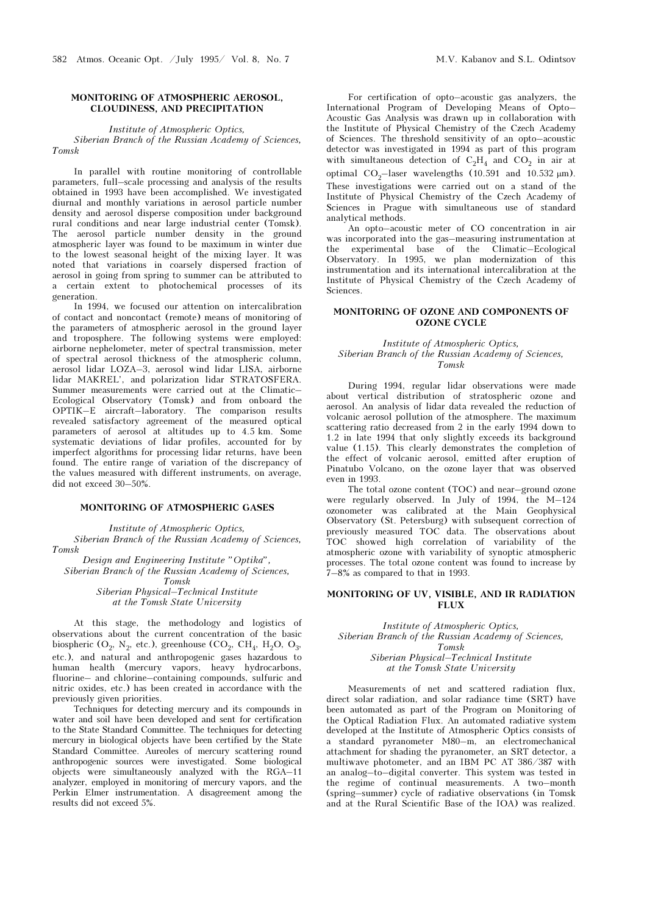## MONITORING OF ATMOSPHERIC AEROSOL, CLOUDINESS, AND PRECIPITATION

*Institute of Atmospheric Optics, Siberian Branch of the Russian Academy of Sciences, Tomsk*

In parallel with routine monitoring of controllable parameters, full–scale processing and analysis of the results obtained in 1993 have been accomplished. We investigated diurnal and monthly variations in aerosol particle number density and aerosol disperse composition under background rural conditions and near large industrial center (Tomsk). The aerosol particle number density in the ground atmospheric layer was found to be maximum in winter due to the lowest seasonal height of the mixing layer. It was noted that variations in coarsely dispersed fraction of aerosol in going from spring to summer can be attributed to a certain extent to photochemical processes of its generation.

In 1994, we focused our attention on intercalibration of contact and noncontact (remote) means of monitoring of the parameters of atmospheric aerosol in the ground layer and troposphere. The following systems were employed: airborne nephelometer, meter of spectral transmission, meter of spectral aerosol thickness of the atmospheric column, aerosol lidar LOZA–3, aerosol wind lidar LISA, airborne lidar MAKREL', and polarization lidar STRATOSFERA. Summer measurements were carried out at the Climatic–Ecological Observatory (Tomsk) and from onboard the OPTIK–E aircraft–laboratory. The comparison results revealed satisfactory agreement of the measured optical parameters of aerosol at altitudes up to 4.5 km. Some systematic deviations of lidar profiles, accounted for by imperfect algorithms for processing lidar returns, have been found. The entire range of variation of the discrepancy of the values measured with different instruments, on average, did not exceed 30–50%.

## MONITORING OF ATMOSPHERIC GASES

*Institute of Atmospheric Optics, Siberian Branch of the Russian Academy of Sciences, Tomsk*
*Design and Engineering Institute "Optika", Siberian Branch of the Russian Academy of Sciences, Tomsk*
*Siberian Physical–Technical Institute at the Tomsk State University*

At this stage, the methodology and logistics of observations about the current concentration of the basic biospheric ($O_2$, $N_2$, etc.), greenhouse ($CO_2$, $CH_4$, $H_2O$, $O_3$, etc.), and natural and anthropogenic gases hazardous to human health (mercury vapors, heavy hydrocarbons, fluorine– and chlorine–containing compounds, sulfuric and nitric oxides, etc.) has been created in accordance with the previously given priorities.

Techniques for detecting mercury and its compounds in water and soil have been developed and sent for certification to the State Standard Committee. The techniques for detecting mercury in biological objects have been certified by the State Standard Committee. Aureoles of mercury scattering round anthropogenic sources were investigated. Some biological objects were simultaneously analyzed with the RGA–11 analyzer, employed in monitoring of mercury vapors, and the Perkin Elmer instrumentation. A disagreement among the results did not exceed 5%.

For certification of opto–acoustic gas analyzers, the International Program of Developing Means of Opto–Acoustic Gas Analysis was drawn up in collaboration with the Institute of Physical Chemistry of the Czech Academy of Sciences. The threshold sensitivity of an opto–acoustic detector was investigated in 1994 as part of this program with simultaneous detection of $C_2H_4$ and $CO_2$ in air at optimal $CO_2$–laser wavelengths (10.591 and 10.532 μm). These investigations were carried out on a stand of the Institute of Physical Chemistry of the Czech Academy of Sciences in Prague with simultaneous use of standard analytical methods.

An opto–acoustic meter of CO concentration in air was incorporated into the gas–measuring instrumentation at the experimental base of the Climatic–Ecological Observatory. In 1995, we plan modernization of this instrumentation and its international intercalibration at the Institute of Physical Chemistry of the Czech Academy of Sciences.

## MONITORING OF OZONE AND COMPONENTS OF OZONE CYCLE

*Institute of Atmospheric Optics, Siberian Branch of the Russian Academy of Sciences, Tomsk*

During 1994, regular lidar observations were made about vertical distribution of stratospheric ozone and aerosol. An analysis of lidar data revealed the reduction of volcanic aerosol pollution of the atmosphere. The maximum scattering ratio decreased from 2 in the early 1994 down to 1.2 in late 1994 that only slightly exceeds its background value (1.15). This clearly demonstrates the completion of the effect of volcanic aerosol, emitted after eruption of Pinatubo Volcano, on the ozone layer that was observed even in 1993.

The total ozone content (TOC) and near–ground ozone were regularly observed. In July of 1994, the M–124 ozonometer was calibrated at the Main Geophysical Observatory (St. Petersburg) with subsequent correction of previously measured TOC data. The observations about TOC showed high correlation of variability of the atmospheric ozone with variability of synoptic atmospheric processes. The total ozone content was found to increase by 7–8% as compared to that in 1993.

## MONITORING OF UV, VISIBLE, AND IR RADIATION FLUX

*Institute of Atmospheric Optics, Siberian Branch of the Russian Academy of Sciences, Tomsk*
*Siberian Physical–Technical Institute at the Tomsk State University*

Measurements of net and scattered radiation flux, direct solar radiation, and solar radiance time (SRT) have been automated as part of the Program on Monitoring of the Optical Radiation Flux. An automated radiative system developed at the Institute of Atmospheric Optics consists of a standard pyranometer M80–m, an electromechanical attachment for shading the pyranometer, an SRT detector, a multiwave photometer, and an IBM PC AT 386/387 with an analog–to–digital converter. This system was tested in the regime of continual measurements. A two–month (spring–summer) cycle of radiative observations (in Tomsk and at the Rural Scientific Base of the IOA) was realized.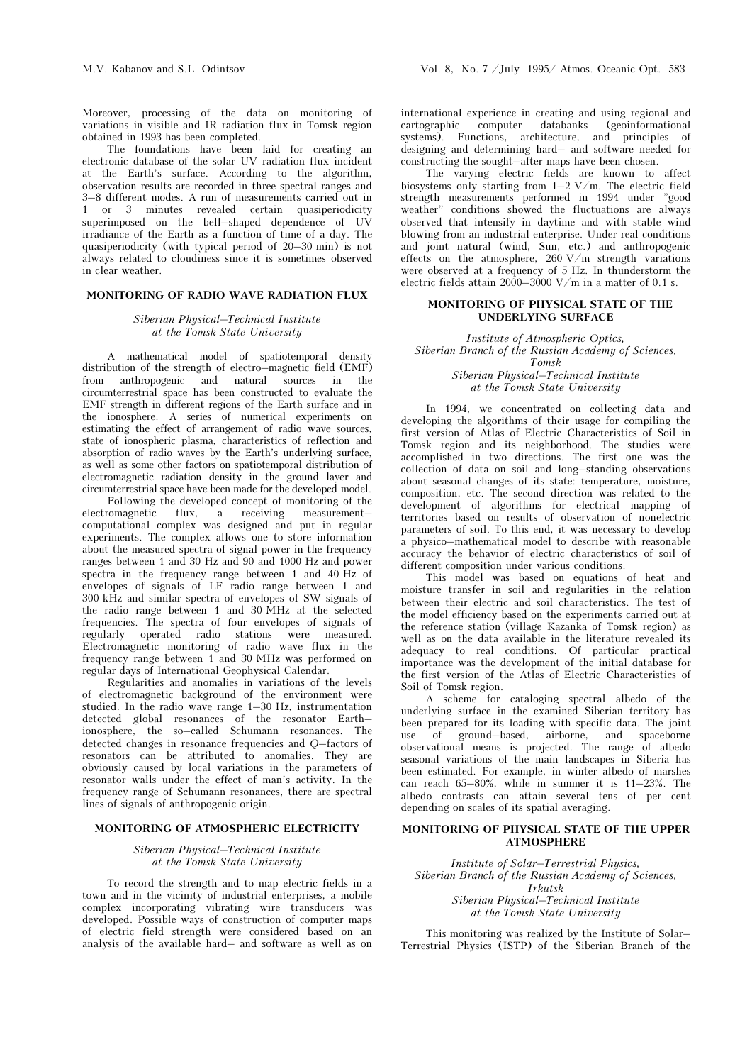Moreover, processing of the data on monitoring of variations in visible and IR radiation flux in Tomsk region obtained in 1993 has been completed.

The foundations have been laid for creating an electronic database of the solar UV radiation flux incident at the Earth's surface. According to the algorithm, observation results are recorded in three spectral ranges and 3–8 different modes. A run of measurements carried out in 1 or 3 minutes revealed certain quasiperiodicity superimposed on the bell–shaped dependence of UV irradiance of the Earth as a function of time of a day. The quasiperiodicity (with typical period of 20–30 min) is not always related to cloudiness since it is sometimes observed in clear weather.

## MONITORING OF RADIO WAVE RADIATION FLUX

*Siberian Physical–Technical Institute at the Tomsk State University*

A mathematical model of spatiotemporal density distribution of the strength of electro–magnetic field (EMF) from anthropogenic and natural sources in the circumterrestrial space has been constructed to evaluate the EMF strength in different regions of the Earth surface and in the ionosphere. A series of numerical experiments on estimating the effect of arrangement of radio wave sources, state of ionospheric plasma, characteristics of reflection and absorption of radio waves by the Earth's underlying surface, as well as some other factors on spatiotemporal distribution of electromagnetic radiation density in the ground layer and circumterrestrial space have been made for the developed model.

Following the developed concept of monitoring of the electromagnetic flux, a receiving measurement–computational complex was designed and put in regular experiments. The complex allows one to store information about the measured spectra of signal power in the frequency ranges between 1 and 30 Hz and 90 and 1000 Hz and power spectra in the frequency range between 1 and 40 Hz of envelopes of signals of LF radio range between 1 and 300 kHz and similar spectra of envelopes of SW signals of the radio range between 1 and 30 MHz at the selected frequencies. The spectra of four envelopes of signals of regularly operated radio stations were measured. Electromagnetic monitoring of radio wave flux in the frequency range between 1 and 30 MHz was performed on regular days of International Geophysical Calendar.

Regularities and anomalies in variations of the levels of electromagnetic background of the environment were studied. In the radio wave range 1–30 Hz, instrumentation detected global resonances of the resonator Earth–ionosphere, the so–called Schumann resonances. The detected changes in resonance frequencies and $Q$–factors of resonators can be attributed to anomalies. They are obviously caused by local variations in the parameters of resonator walls under the effect of man's activity. In the frequency range of Schumann resonances, there are spectral lines of signals of anthropogenic origin.

## MONITORING OF ATMOSPHERIC ELECTRICITY

*Siberian Physical–Technical Institute at the Tomsk State University*

To record the strength and to map electric fields in a town and in the vicinity of industrial enterprises, a mobile complex incorporating vibrating wire transducers was developed. Possible ways of construction of computer maps of electric field strength were considered based on an analysis of the available hard– and software as well as on international experience in creating and using regional and cartographic computer databanks (geoinformational systems). Functions, architecture, and principles of designing and determining hard– and software needed for constructing the sought–after maps have been chosen.

The varying electric fields are known to affect biosystems only starting from 1–2 V/m. The electric field strength measurements performed in 1994 under "good weather" conditions showed the fluctuations are always observed that intensify in daytime and with stable wind blowing from an industrial enterprise. Under real conditions and joint natural (wind, Sun, etc.) and anthropogenic effects on the atmosphere, 260 V/m strength variations were observed at a frequency of 5 Hz. In thunderstorm the electric fields attain 2000–3000 V/m in a matter of 0.1 s.

## MONITORING OF PHYSICAL STATE OF THE UNDERLYING SURFACE

*Institute of Atmospheric Optics, Siberian Branch of the Russian Academy of Sciences, Tomsk*
*Siberian Physical–Technical Institute at the Tomsk State University*

In 1994, we concentrated on collecting data and developing the algorithms of their usage for compiling the first version of Atlas of Electric Characteristics of Soil in Tomsk region and its neighborhood. The studies were accomplished in two directions. The first one was the collection of data on soil and long–standing observations about seasonal changes of its state: temperature, moisture, composition, etc. The second direction was related to the development of algorithms for electrical mapping of territories based on results of observation of nonelectric parameters of soil. To this end, it was necessary to develop a physico–mathematical model to describe with reasonable accuracy the behavior of electric characteristics of soil of different composition under various conditions.

This model was based on equations of heat and moisture transfer in soil and regularities in the relation between their electric and soil characteristics. The test of the model efficiency based on the experiments carried out at the reference station (village Kazanka of Tomsk region) as well as on the data available in the literature revealed its adequacy to real conditions. Of particular practical importance was the development of the initial database for the first version of the Atlas of Electric Characteristics of Soil of Tomsk region.

A scheme for cataloging spectral albedo of the underlying surface in the examined Siberian territory has been prepared for its loading with specific data. The joint use of ground–based, airborne, and spaceborne observational means is projected. The range of albedo seasonal variations of the main landscapes in Siberia has been estimated. For example, in winter albedo of marshes can reach 65–80%, while in summer it is 11–23%. The albedo contrasts can attain several tens of per cent depending on scales of its spatial averaging.

## MONITORING OF PHYSICAL STATE OF THE UPPER ATMOSPHERE

*Institute of Solar–Terrestrial Physics, Siberian Branch of the Russian Academy of Sciences, Irkutsk*
*Siberian Physical–Technical Institute at the Tomsk State University*

This monitoring was realized by the Institute of Solar–Terrestrial Physics (ISTP) of the Siberian Branch of the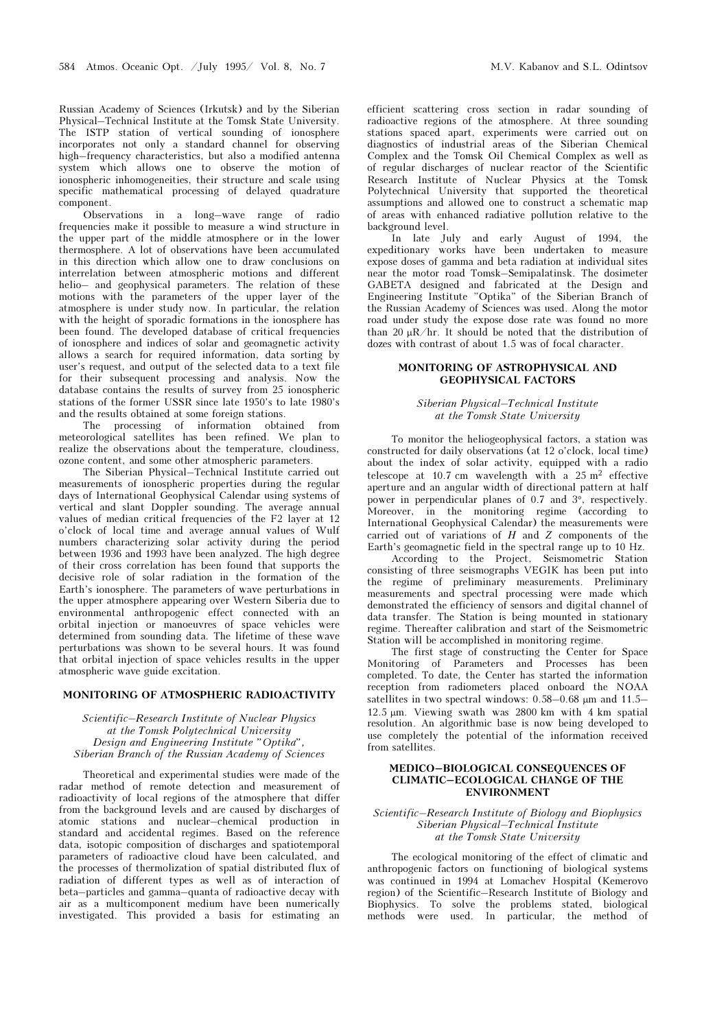Russian Academy of Sciences (Irkutsk) and by the Siberian Physical–Technical Institute at the Tomsk State University. The ISTP station of vertical sounding of ionosphere incorporates not only a standard channel for observing high–frequency characteristics, but also a modified antenna system which allows one to observe the motion of ionospheric inhomogeneities, their structure and scale using specific mathematical processing of delayed quadrature component.

Observations in a long–wave range of radio frequencies make it possible to measure a wind structure in the upper part of the middle atmosphere or in the lower thermosphere. A lot of observations have been accumulated in this direction which allow one to draw conclusions on interrelation between atmospheric motions and different helio– and geophysical parameters. The relation of these motions with the parameters of the upper layer of the atmosphere is under study now. In particular, the relation with the height of sporadic formations in the ionosphere has been found. The developed database of critical frequencies of ionosphere and indices of solar and geomagnetic activity allows a search for required information, data sorting by user's request, and output of the selected data to a text file for their subsequent processing and analysis. Now the database contains the results of survey from 25 ionospheric stations of the former USSR since late 1950's to late 1980's and the results obtained at some foreign stations.

The processing of information obtained from meteorological satellites has been refined. We plan to realize the observations about the temperature, cloudiness, ozone content, and some other atmospheric parameters.

The Siberian Physical–Technical Institute carried out measurements of ionospheric properties during the regular days of International Geophysical Calendar using systems of vertical and slant Doppler sounding. The average annual values of median critical frequencies of the F2 layer at 12 o'clock of local time and average annual values of Wulf numbers characterizing solar activity during the period between 1936 and 1993 have been analyzed. The high degree of their cross correlation has been found that supports the decisive role of solar radiation in the formation of the Earth's ionosphere. The parameters of wave perturbations in the upper atmosphere appearing over Western Siberia due to environmental anthropogenic effect connected with an orbital injection or manoeuvres of space vehicles were determined from sounding data. The lifetime of these wave perturbations was shown to be several hours. It was found that orbital injection of space vehicles results in the upper atmospheric wave guide excitation.

## MONITORING OF ATMOSPHERIC RADIOACTIVITY

*Scientific–Research Institute of Nuclear Physics at the Tomsk Polytechnical University*
*Design and Engineering Institute "Optika", Siberian Branch of the Russian Academy of Sciences*

Theoretical and experimental studies were made of the radar method of remote detection and measurement of radioactivity of local regions of the atmosphere that differ from the background levels and are caused by discharges of atomic stations and nuclear–chemical production in standard and accidental regimes. Based on the reference data, isotopic composition of discharges and spatiotemporal parameters of radioactive cloud have been calculated, and the processes of thermolization of spatial distributed flux of radiation of different types as well as of interaction of beta–particles and gamma–quanta of radioactive decay with air as a multicomponent medium have been numerically investigated. This provided a basis for estimating an efficient scattering cross section in radar sounding of radioactive regions of the atmosphere. At three sounding stations spaced apart, experiments were carried out on diagnostics of industrial areas of the Siberian Chemical Complex and the Tomsk Oil Chemical Complex as well as of regular discharges of nuclear reactor of the Scientific Research Institute of Nuclear Physics at the Tomsk Polytechnical University that supported the theoretical assumptions and allowed one to construct a schematic map of areas with enhanced radiative pollution relative to the background level.

In late July and early August of 1994, the expeditionary works have been undertaken to measure expose doses of gamma and beta radiation at individual sites near the motor road Tomsk–Semipalatinsk. The dosimeter GABETA designed and fabricated at the Design and Engineering Institute "Optika" of the Siberian Branch of the Russian Academy of Sciences was used. Along the motor road under study the expose dose rate was found no more than 20 μR/hr. It should be noted that the distribution of dozes with contrast of about 1.5 was of focal character.

## MONITORING OF ASTROPHYSICAL AND GEOPHYSICAL FACTORS

*Siberian Physical–Technical Institute at the Tomsk State University*

To monitor the heliogeophysical factors, a station was constructed for daily observations (at 12 o'clock, local time) about the index of solar activity, equipped with a radio telescope at 10.7 cm wavelength with a 25 m$^2$ effective aperture and an angular width of directional pattern at half power in perpendicular planes of 0.7 and 3°, respectively. Moreover, in the monitoring regime (according to International Geophysical Calendar) the measurements were carried out of variations of $H$ and $Z$ components of the Earth's geomagnetic field in the spectral range up to 10 Hz.

According to the Project, Seismometric Station consisting of three seismographs VEGIK has been put into the regime of preliminary measurements. Preliminary measurements and spectral processing were made which demonstrated the efficiency of sensors and digital channel of data transfer. The Station is being mounted in stationary regime. Thereafter calibration and start of the Seismometric Station will be accomplished in monitoring regime.

The first stage of constructing the Center for Space Monitoring of Parameters and Processes has been completed. To date, the Center has started the information reception from radiometers placed onboard the NOAA satellites in two spectral windows: 0.58–0.68 μm and 11.5–12.5 μm. Viewing swath was 2800 km with 4 km spatial resolution. An algorithmic base is now being developed to use completely the potential of the information received from satellites.

## MEDICO–BIOLOGICAL CONSEQUENCES OF CLIMATIC–ECOLOGICAL CHANGE OF THE ENVIRONMENT

*Scientific–Research Institute of Biology and Biophysics*
*Siberian Physical–Technical Institute at the Tomsk State University*

The ecological monitoring of the effect of climatic and anthropogenic factors on functioning of biological systems was continued in 1994 at Lomachev Hospital (Kemerovo region) of the Scientific–Research Institute of Biology and Biophysics. To solve the problems stated, biological methods were used. In particular, the method of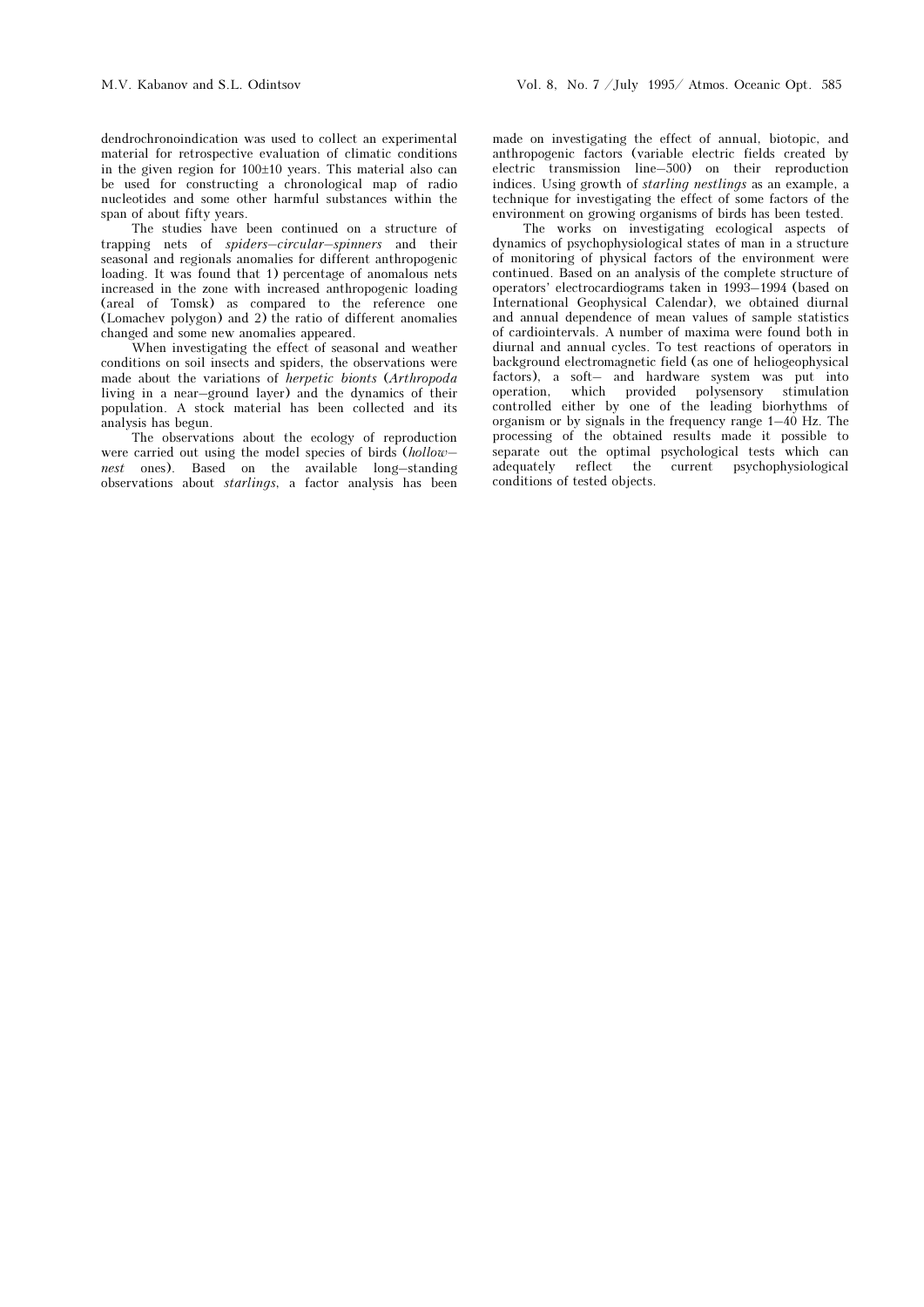dendrochronoindication was used to collect an experimental material for retrospective evaluation of climatic conditions in the given region for 100±10 years. This material also can be used for constructing a chronological map of radio nucleotides and some other harmful substances within the span of about fifty years.

The studies have been continued on a structure of trapping nets of *spiders–circular–spinners* and their seasonal and regionals anomalies for different anthropogenic loading. It was found that 1) percentage of anomalous nets increased in the zone with increased anthropogenic loading (areal of Tomsk) as compared to the reference one (Lomachev polygon) and 2) the ratio of different anomalies changed and some new anomalies appeared.

When investigating the effect of seasonal and weather conditions on soil insects and spiders, the observations were made about the variations of *herpetic bionts* (*Arthropoda* living in a near–ground layer) and the dynamics of their population. A stock material has been collected and its analysis has begun.

The observations about the ecology of reproduction were carried out using the model species of birds (*hollow–nest* ones). Based on the available long–standing observations about *starlings*, a factor analysis has been made on investigating the effect of annual, biotopic, and anthropogenic factors (variable electric fields created by electric transmission line–500) on their reproduction indices. Using growth of *starling nestlings* as an example, a technique for investigating the effect of some factors of the environment on growing organisms of birds has been tested.

The works on investigating ecological aspects of dynamics of psychophysiological states of man in a structure of monitoring of physical factors of the environment were continued. Based on an analysis of the complete structure of operators' electrocardiograms taken in 1993–1994 (based on International Geophysical Calendar), we obtained diurnal and annual dependence of mean values of sample statistics of cardiointervals. A number of maxima were found both in diurnal and annual cycles. To test reactions of operators in background electromagnetic field (as one of heliogeophysical factors), a soft– and hardware system was put into operation, which provided polysensory stimulation controlled either by one of the leading biorhythms of organism or by signals in the frequency range 1–40 Hz. The processing of the obtained results made it possible to separate out the optimal psychological tests which can adequately reflect the current psychophysiological conditions of tested objects.